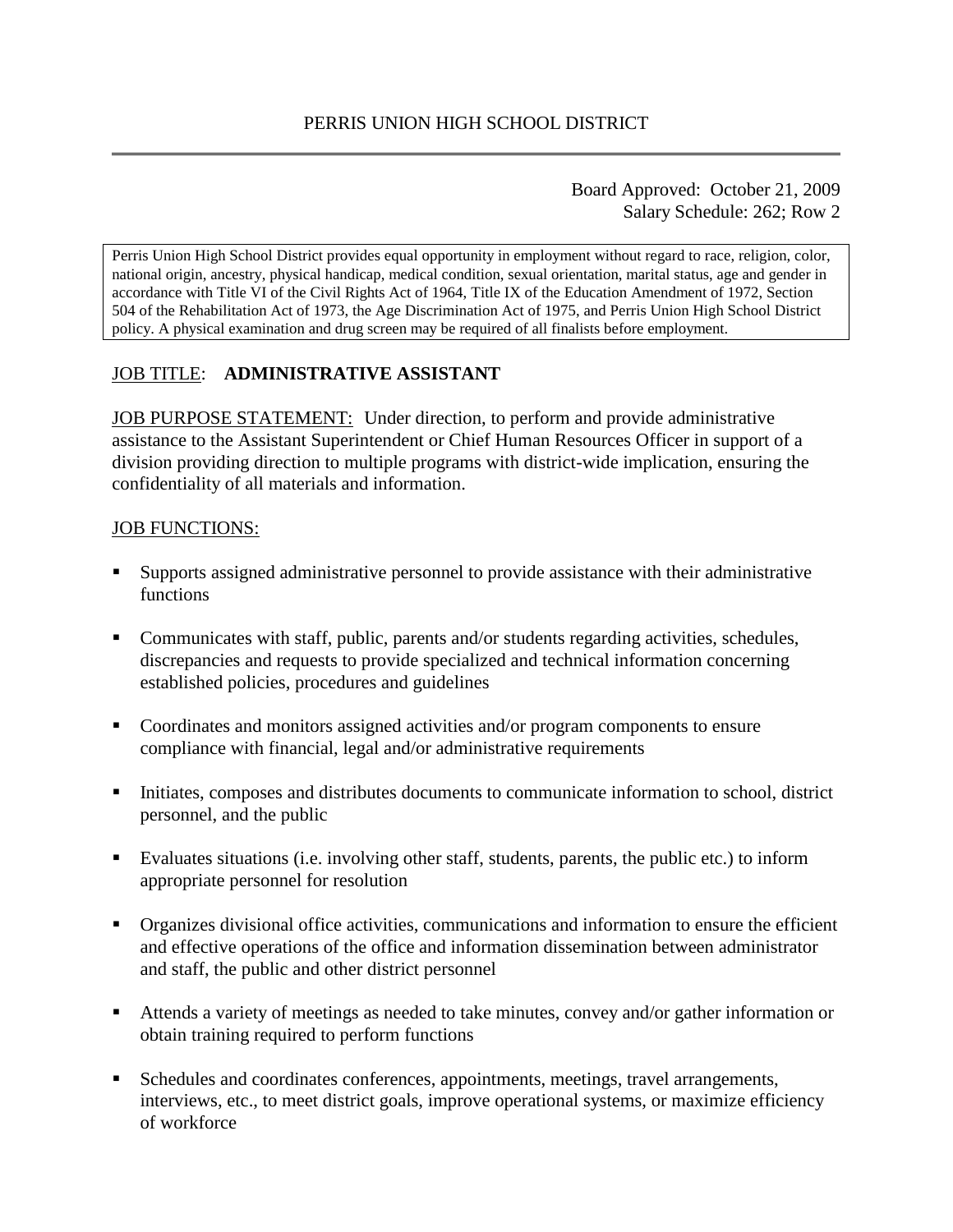# PERRIS UNION HIGH SCHOOL DISTRICT

Board Approved: October 21, 2009
Salary Schedule: 262; Row 2

Perris Union High School District provides equal opportunity in employment without regard to race, religion, color, national origin, ancestry, physical handicap, medical condition, sexual orientation, marital status, age and gender in accordance with Title VI of the Civil Rights Act of 1964, Title IX of the Education Amendment of 1972, Section 504 of the Rehabilitation Act of 1973, the Age Discrimination Act of 1975, and Perris Union High School District policy. A physical examination and drug screen may be required of all finalists before employment.

JOB TITLE: **ADMINISTRATIVE ASSISTANT**

JOB PURPOSE STATEMENT: Under direction, to perform and provide administrative assistance to the Assistant Superintendent or Chief Human Resources Officer in support of a division providing direction to multiple programs with district-wide implication, ensuring the confidentiality of all materials and information.

JOB FUNCTIONS:

- Supports assigned administrative personnel to provide assistance with their administrative functions
- Communicates with staff, public, parents and/or students regarding activities, schedules, discrepancies and requests to provide specialized and technical information concerning established policies, procedures and guidelines
- Coordinates and monitors assigned activities and/or program components to ensure compliance with financial, legal and/or administrative requirements
- Initiates, composes and distributes documents to communicate information to school, district personnel, and the public
- Evaluates situations (i.e. involving other staff, students, parents, the public etc.) to inform appropriate personnel for resolution
- Organizes divisional office activities, communications and information to ensure the efficient and effective operations of the office and information dissemination between administrator and staff, the public and other district personnel
- Attends a variety of meetings as needed to take minutes, convey and/or gather information or obtain training required to perform functions
- Schedules and coordinates conferences, appointments, meetings, travel arrangements, interviews, etc., to meet district goals, improve operational systems, or maximize efficiency of workforce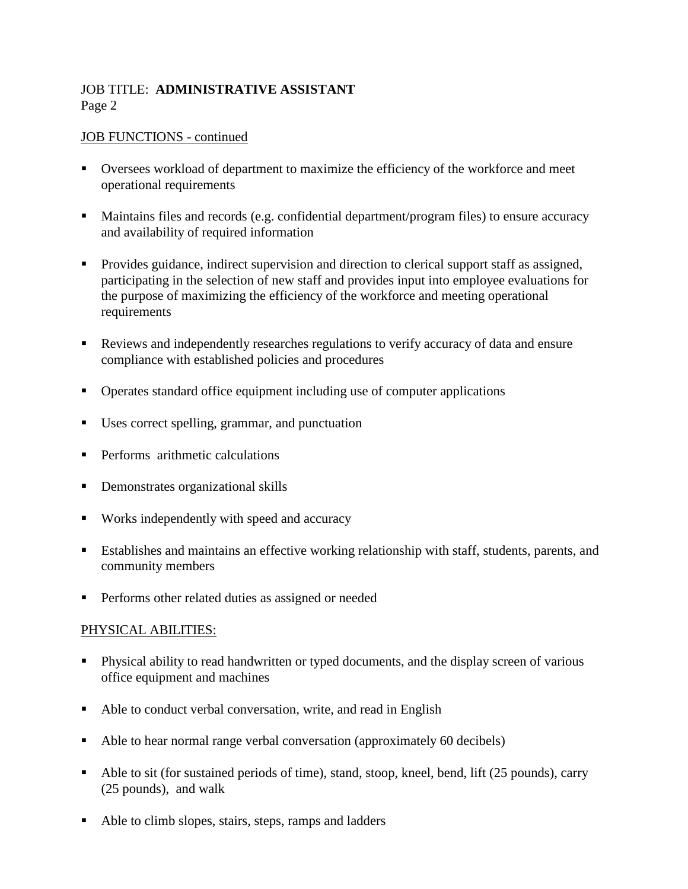JOB TITLE: **ADMINISTRATIVE ASSISTANT**

JOB FUNCTIONS - continued

- Oversees workload of department to maximize the efficiency of the workforce and meet operational requirements
- Maintains files and records (e.g. confidential department/program files) to ensure accuracy and availability of required information
- Provides guidance, indirect supervision and direction to clerical support staff as assigned, participating in the selection of new staff and provides input into employee evaluations for the purpose of maximizing the efficiency of the workforce and meeting operational requirements
- Reviews and independently researches regulations to verify accuracy of data and ensure compliance with established policies and procedures
- Operates standard office equipment including use of computer applications
- Uses correct spelling, grammar, and punctuation
- Performs arithmetic calculations
- Demonstrates organizational skills
- Works independently with speed and accuracy
- Establishes and maintains an effective working relationship with staff, students, parents, and community members
- Performs other related duties as assigned or needed

PHYSICAL ABILITIES:

- Physical ability to read handwritten or typed documents, and the display screen of various office equipment and machines
- Able to conduct verbal conversation, write, and read in English
- Able to hear normal range verbal conversation (approximately 60 decibels)
- Able to sit (for sustained periods of time), stand, stoop, kneel, bend, lift (25 pounds), carry (25 pounds), and walk
- Able to climb slopes, stairs, steps, ramps and ladders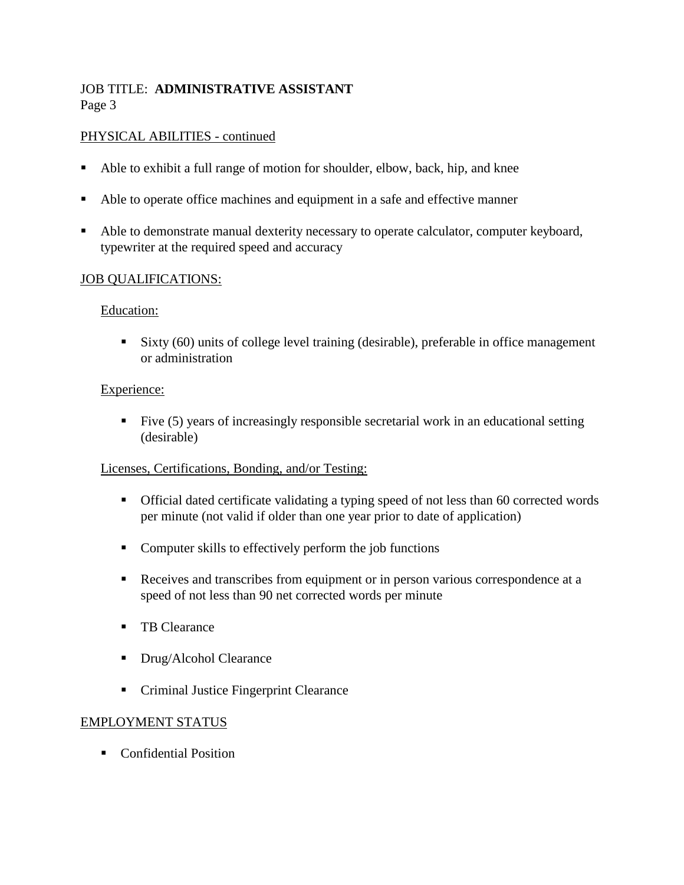JOB TITLE: **ADMINISTRATIVE ASSISTANT**

## PHYSICAL ABILITIES - continued

- Able to exhibit a full range of motion for shoulder, elbow, back, hip, and knee
- Able to operate office machines and equipment in a safe and effective manner
- Able to demonstrate manual dexterity necessary to operate calculator, computer keyboard, typewriter at the required speed and accuracy

## JOB QUALIFICATIONS:

### Education:

- Sixty (60) units of college level training (desirable), preferable in office management or administration

### Experience:

- Five (5) years of increasingly responsible secretarial work in an educational setting (desirable)

### Licenses, Certifications, Bonding, and/or Testing:

- Official dated certificate validating a typing speed of not less than 60 corrected words per minute (not valid if older than one year prior to date of application)
- Computer skills to effectively perform the job functions
- Receives and transcribes from equipment or in person various correspondence at a speed of not less than 90 net corrected words per minute
- TB Clearance
- Drug/Alcohol Clearance
- Criminal Justice Fingerprint Clearance

## EMPLOYMENT STATUS

- Confidential Position